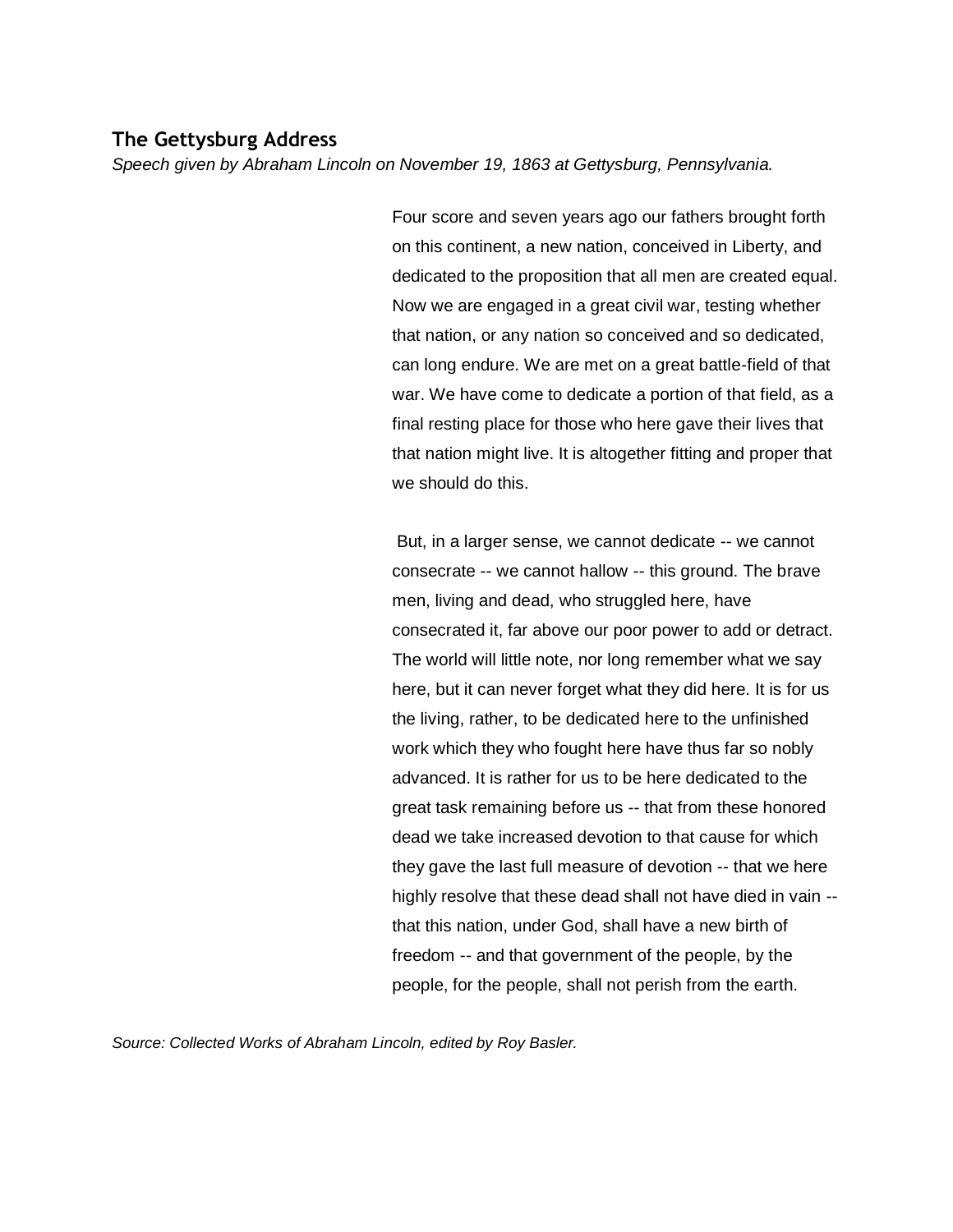## The Gettysburg Address

*Speech given by Abraham Lincoln on November 19, 1863 at Gettysburg, Pennsylvania.*

Four score and seven years ago our fathers brought forth on this continent, a new nation, conceived in Liberty, and dedicated to the proposition that all men are created equal. Now we are engaged in a great civil war, testing whether that nation, or any nation so conceived and so dedicated, can long endure. We are met on a great battle-field of that war. We have come to dedicate a portion of that field, as a final resting place for those who here gave their lives that that nation might live. It is altogether fitting and proper that we should do this.

But, in a larger sense, we cannot dedicate -- we cannot consecrate -- we cannot hallow -- this ground. The brave men, living and dead, who struggled here, have consecrated it, far above our poor power to add or detract. The world will little note, nor long remember what we say here, but it can never forget what they did here. It is for us the living, rather, to be dedicated here to the unfinished work which they who fought here have thus far so nobly advanced. It is rather for us to be here dedicated to the great task remaining before us -- that from these honored dead we take increased devotion to that cause for which they gave the last full measure of devotion -- that we here highly resolve that these dead shall not have died in vain -- that this nation, under God, shall have a new birth of freedom -- and that government of the people, by the people, for the people, shall not perish from the earth.

*Source: Collected Works of Abraham Lincoln, edited by Roy Basler.*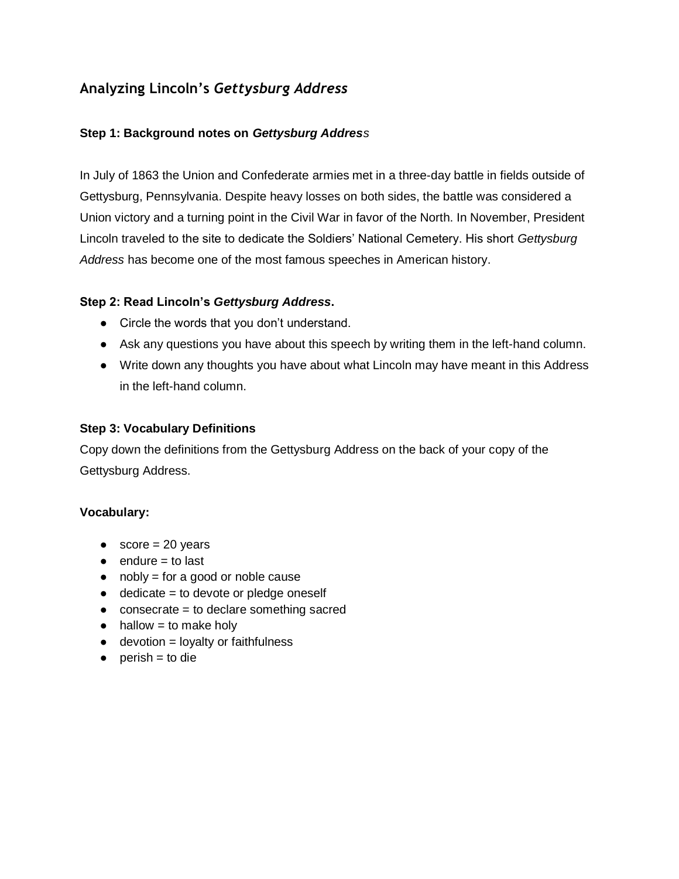## Analyzing Lincoln's *Gettysburg Address*

### Step 1: Background notes on *Gettysburg Address*

In July of 1863 the Union and Confederate armies met in a three-day battle in fields outside of Gettysburg, Pennsylvania. Despite heavy losses on both sides, the battle was considered a Union victory and a turning point in the Civil War in favor of the North. In November, President Lincoln traveled to the site to dedicate the Soldiers' National Cemetery. His short *Gettysburg Address* has become one of the most famous speeches in American history.

### Step 2: Read Lincoln's *Gettysburg Address*.

- Circle the words that you don't understand.
- Ask any questions you have about this speech by writing them in the left-hand column.
- Write down any thoughts you have about what Lincoln may have meant in this Address in the left-hand column.

### Step 3: Vocabulary Definitions

Copy down the definitions from the Gettysburg Address on the back of your copy of the Gettysburg Address.

**Vocabulary:**

- score = 20 years
- endure = to last
- nobly = for a good or noble cause
- dedicate = to devote or pledge oneself
- consecrate = to declare something sacred
- hallow = to make holy
- devotion = loyalty or faithfulness
- perish = to die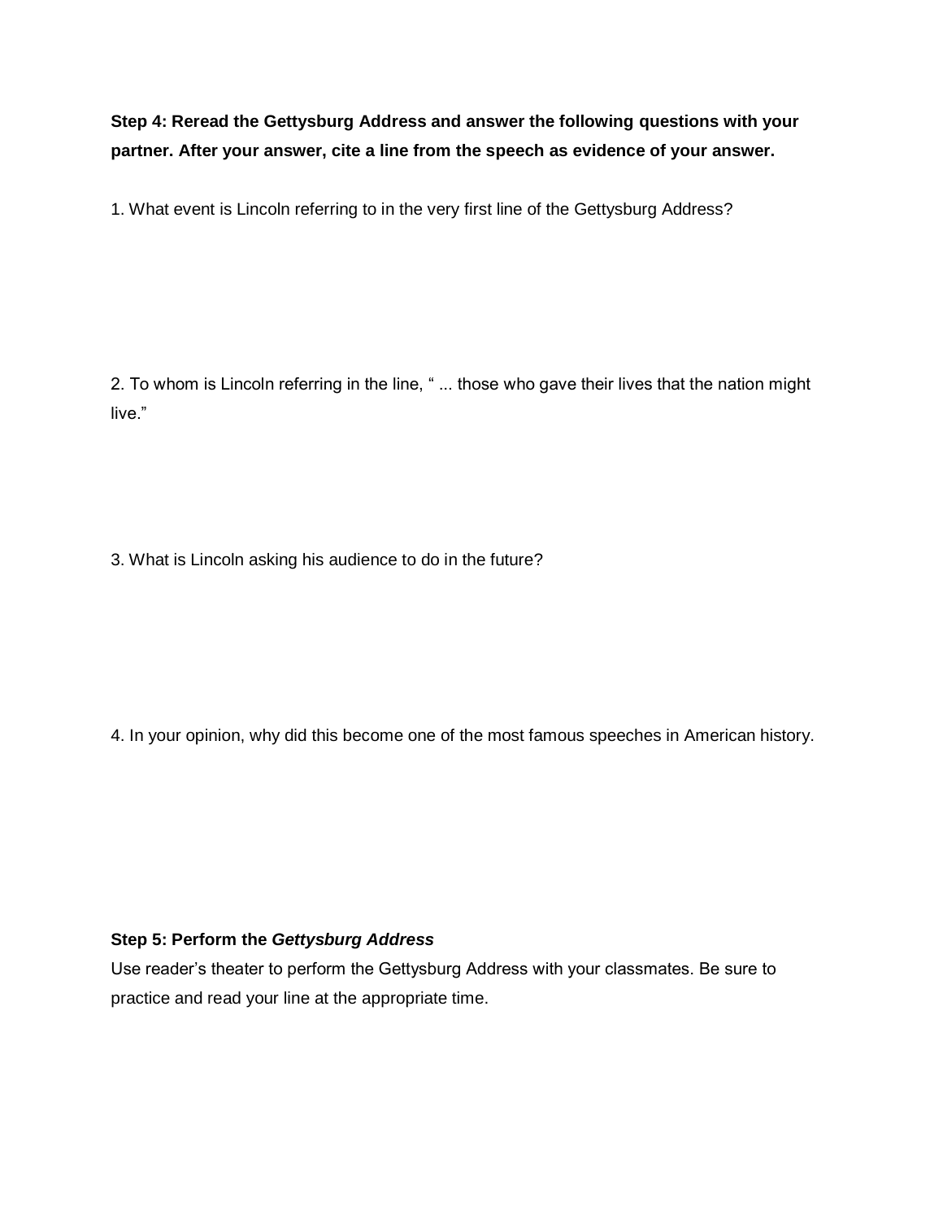**Step 4: Reread the Gettysburg Address and answer the following questions with your partner. After your answer, cite a line from the speech as evidence of your answer.**

1. What event is Lincoln referring to in the very first line of the Gettysburg Address?

2. To whom is Lincoln referring in the line, " ... those who gave their lives that the nation might live."

3. What is Lincoln asking his audience to do in the future?

4. In your opinion, why did this become one of the most famous speeches in American history.

**Step 5: Perform the *Gettysburg Address***

Use reader's theater to perform the Gettysburg Address with your classmates. Be sure to practice and read your line at the appropriate time.